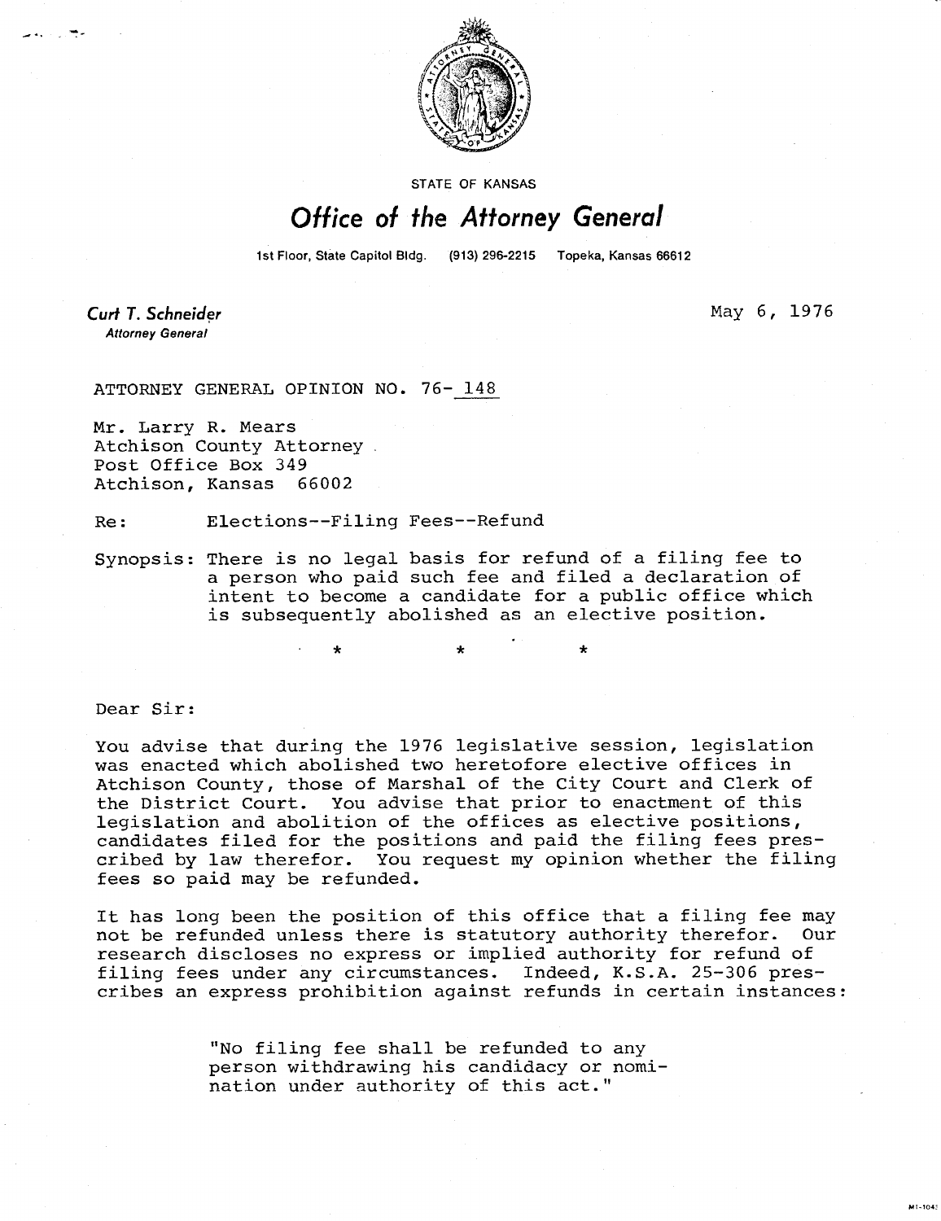STATE OF KANSAS

# Office of the Attorney General

1st Floor, State Capitol Bldg. (913) 296-2215 Topeka, Kansas 66612

**Curt T. Schneider**
*Attorney General*

May 6, 1976

ATTORNEY GENERAL OPINION NO. 76-148

Mr. Larry R. Mears
Atchison County Attorney
Post Office Box 349
Atchison, Kansas 66002

Re: Elections--Filing Fees--Refund

Synopsis: There is no legal basis for refund of a filing fee to a person who paid such fee and filed a declaration of intent to become a candidate for a public office which is subsequently abolished as an elective position.

\* \* \*

Dear Sir:

You advise that during the 1976 legislative session, legislation was enacted which abolished two heretofore elective offices in Atchison County, those of Marshal of the City Court and Clerk of the District Court. You advise that prior to enactment of this legislation and abolition of the offices as elective positions, candidates filed for the positions and paid the filing fees prescribed by law therefor. You request my opinion whether the filing fees so paid may be refunded.

It has long been the position of this office that a filing fee may not be refunded unless there is statutory authority therefor. Our research discloses no express or implied authority for refund of filing fees under any circumstances. Indeed, K.S.A. 25-306 prescribes an express prohibition against refunds in certain instances:

> "No filing fee shall be refunded to any person withdrawing his candidacy or nomination under authority of this act."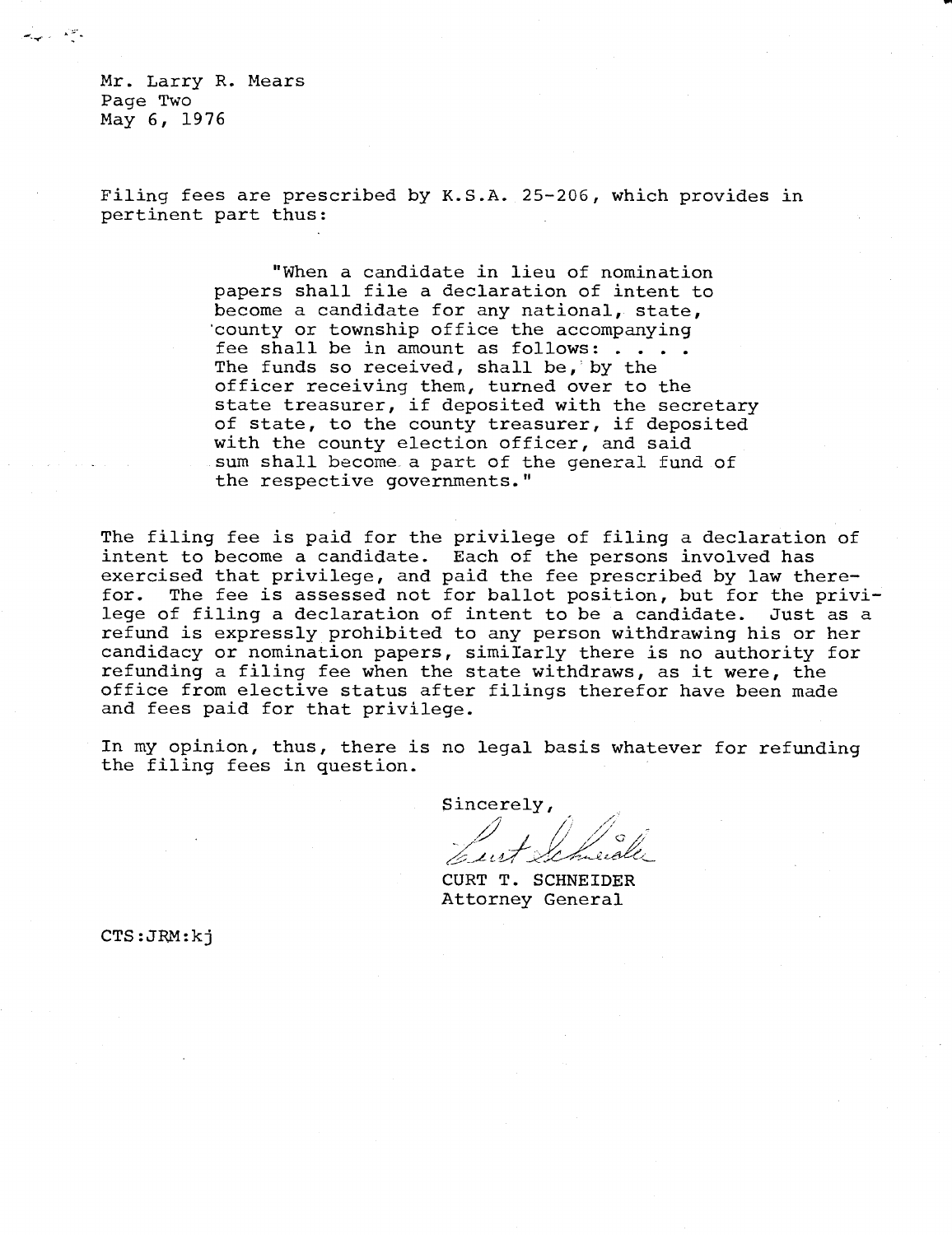Mr. Larry R. Mears
Page Two
May 6, 1976

Filing fees are prescribed by K.S.A. 25-206, which provides in pertinent part thus:

> "When a candidate in lieu of nomination papers shall file a declaration of intent to become a candidate for any national, state, county or township office the accompanying fee shall be in amount as follows: . . . . The funds so received, shall be, by the officer receiving them, turned over to the state treasurer, if deposited with the secretary of state, to the county treasurer, if deposited with the county election officer, and said sum shall become a part of the general fund of the respective governments."

The filing fee is paid for the privilege of filing a declaration of intent to become a candidate. Each of the persons involved has exercised that privilege, and paid the fee prescribed by law therefor. The fee is assessed not for ballot position, but for the privilege of filing a declaration of intent to be a candidate. Just as a refund is expressly prohibited to any person withdrawing his or her candidacy or nomination papers, similarly there is no authority for refunding a filing fee when the state withdraws, as it were, the office from elective status after filings therefor have been made and fees paid for that privilege.

In my opinion, thus, there is no legal basis whatever for refunding the filing fees in question.

Sincerely,

Curt Schneider

CURT T. SCHNEIDER
Attorney General

CTS:JRM:kj